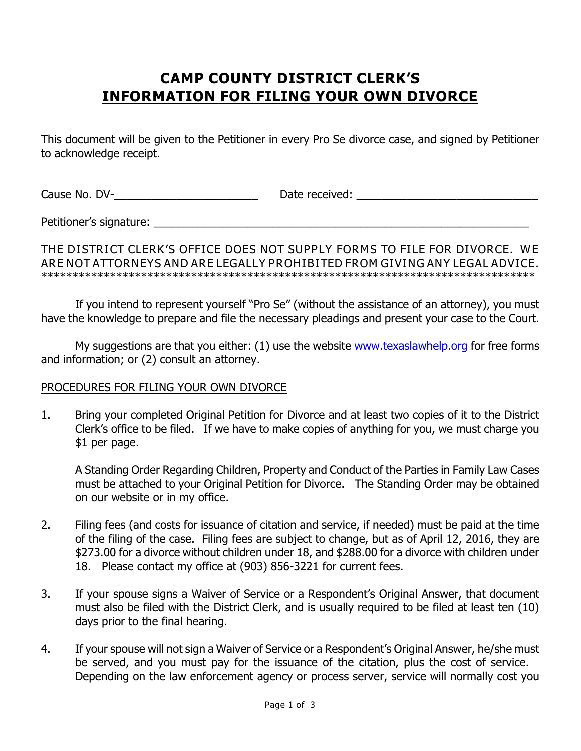# CAMP COUNTY DISTRICT CLERK'S
# INFORMATION FOR FILING YOUR OWN DIVORCE

This document will be given to the Petitioner in every Pro Se divorce case, and signed by Petitioner to acknowledge receipt.

Cause No. DV-______________________ Date received: ____________________________

Petitioner's signature: ___________________________________________________________

THE DISTRICT CLERK'S OFFICE DOES NOT SUPPLY FORMS TO FILE FOR DIVORCE. WE ARE NOT ATTORNEYS AND ARE LEGALLY PROHIBITED FROM GIVING ANY LEGAL ADVICE.
********************************************************************************

If you intend to represent yourself "Pro Se" (without the assistance of an attorney), you must have the knowledge to prepare and file the necessary pleadings and present your case to the Court.

My suggestions are that you either: (1) use the website [www.texaslawhelp.org](http://www.texaslawhelp.org) for free forms and information; or (2) consult an attorney.

PROCEDURES FOR FILING YOUR OWN DIVORCE

1. Bring your completed Original Petition for Divorce and at least two copies of it to the District Clerk's office to be filed. If we have to make copies of anything for you, we must charge you $1 per page.

   A Standing Order Regarding Children, Property and Conduct of the Parties in Family Law Cases must be attached to your Original Petition for Divorce. The Standing Order may be obtained on our website or in my office.

2. Filing fees (and costs for issuance of citation and service, if needed) must be paid at the time of the filing of the case. Filing fees are subject to change, but as of April 12, 2016, they are $273.00 for a divorce without children under 18, and $288.00 for a divorce with children under 18. Please contact my office at (903) 856-3221 for current fees.

3. If your spouse signs a Waiver of Service or a Respondent's Original Answer, that document must also be filed with the District Clerk, and is usually required to be filed at least ten (10) days prior to the final hearing.

4. If your spouse will not sign a Waiver of Service or a Respondent's Original Answer, he/she must be served, and you must pay for the issuance of the citation, plus the cost of service. Depending on the law enforcement agency or process server, service will normally cost you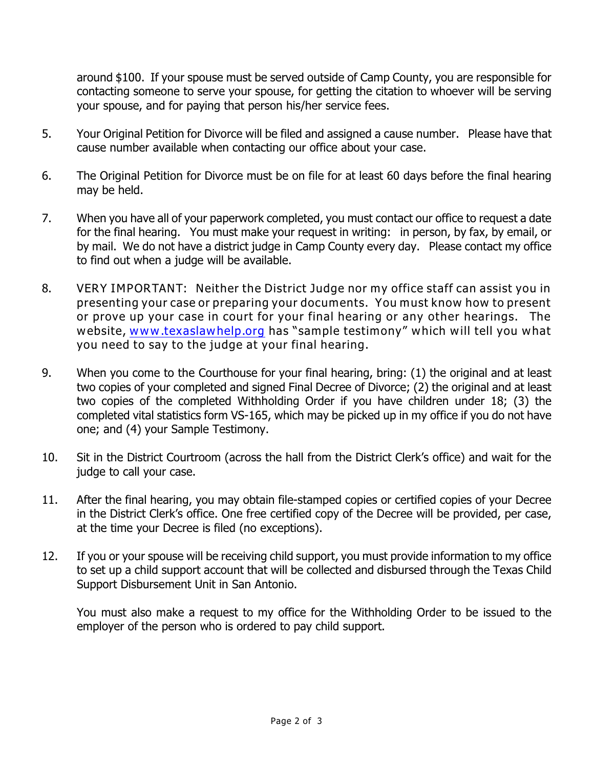around $100. If your spouse must be served outside of Camp County, you are responsible for contacting someone to serve your spouse, for getting the citation to whoever will be serving your spouse, and for paying that person his/her service fees.

5. Your Original Petition for Divorce will be filed and assigned a cause number. Please have that cause number available when contacting our office about your case.

6. The Original Petition for Divorce must be on file for at least 60 days before the final hearing may be held.

7. When you have all of your paperwork completed, you must contact our office to request a date for the final hearing. You must make your request in writing: in person, by fax, by email, or by mail. We do not have a district judge in Camp County every day. Please contact my office to find out when a judge will be available.

8. VERY IMPORTANT: Neither the District Judge nor my office staff can assist you in presenting your case or preparing your documents. You must know how to present or prove up your case in court for your final hearing or any other hearings. The website, www.texaslawhelp.org has "sample testimony" which will tell you what you need to say to the judge at your final hearing.

9. When you come to the Courthouse for your final hearing, bring: (1) the original and at least two copies of your completed and signed Final Decree of Divorce; (2) the original and at least two copies of the completed Withholding Order if you have children under 18; (3) the completed vital statistics form VS-165, which may be picked up in my office if you do not have one; and (4) your Sample Testimony.

10. Sit in the District Courtroom (across the hall from the District Clerk's office) and wait for the judge to call your case.

11. After the final hearing, you may obtain file-stamped copies or certified copies of your Decree in the District Clerk's office. One free certified copy of the Decree will be provided, per case, at the time your Decree is filed (no exceptions).

12. If you or your spouse will be receiving child support, you must provide information to my office to set up a child support account that will be collected and disbursed through the Texas Child Support Disbursement Unit in San Antonio.

    You must also make a request to my office for the Withholding Order to be issued to the employer of the person who is ordered to pay child support.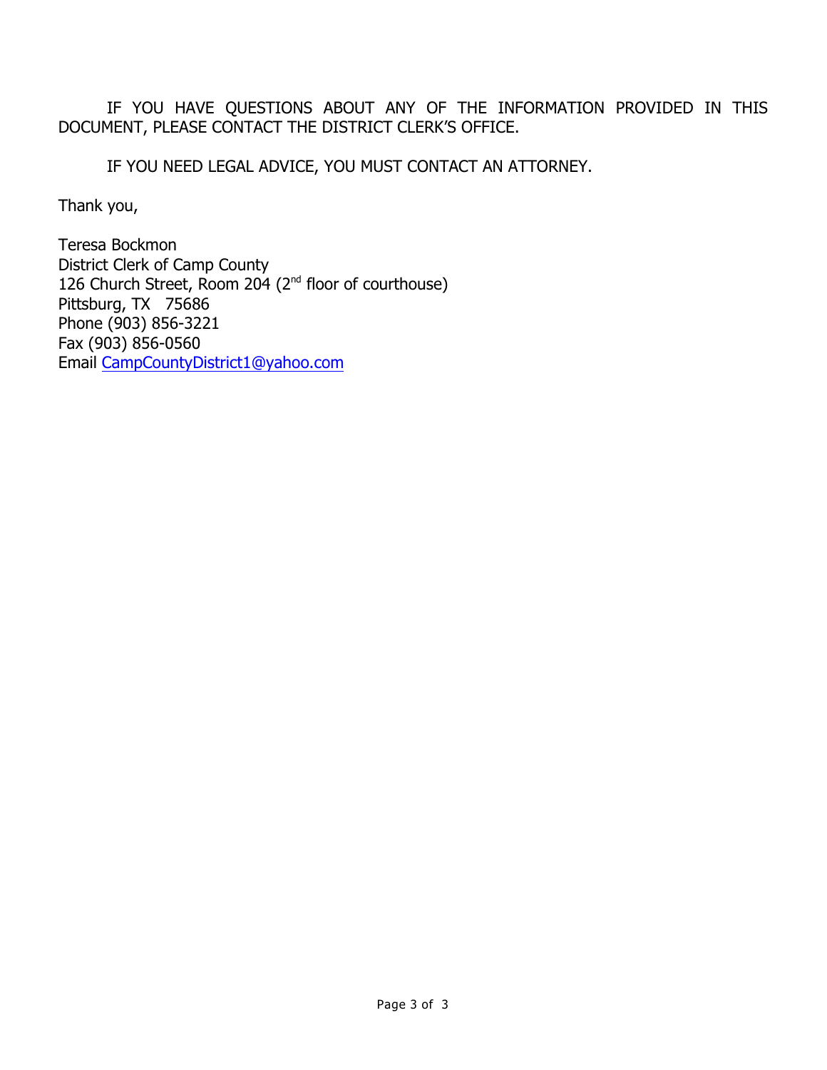IF YOU HAVE QUESTIONS ABOUT ANY OF THE INFORMATION PROVIDED IN THIS DOCUMENT, PLEASE CONTACT THE DISTRICT CLERK'S OFFICE.

IF YOU NEED LEGAL ADVICE, YOU MUST CONTACT AN ATTORNEY.

Thank you,

Teresa Bockmon
District Clerk of Camp County
126 Church Street, Room 204 (2nd floor of courthouse)
Pittsburg, TX 75686
Phone (903) 856-3221
Fax (903) 856-0560
Email CampCountyDistrict1@yahoo.com